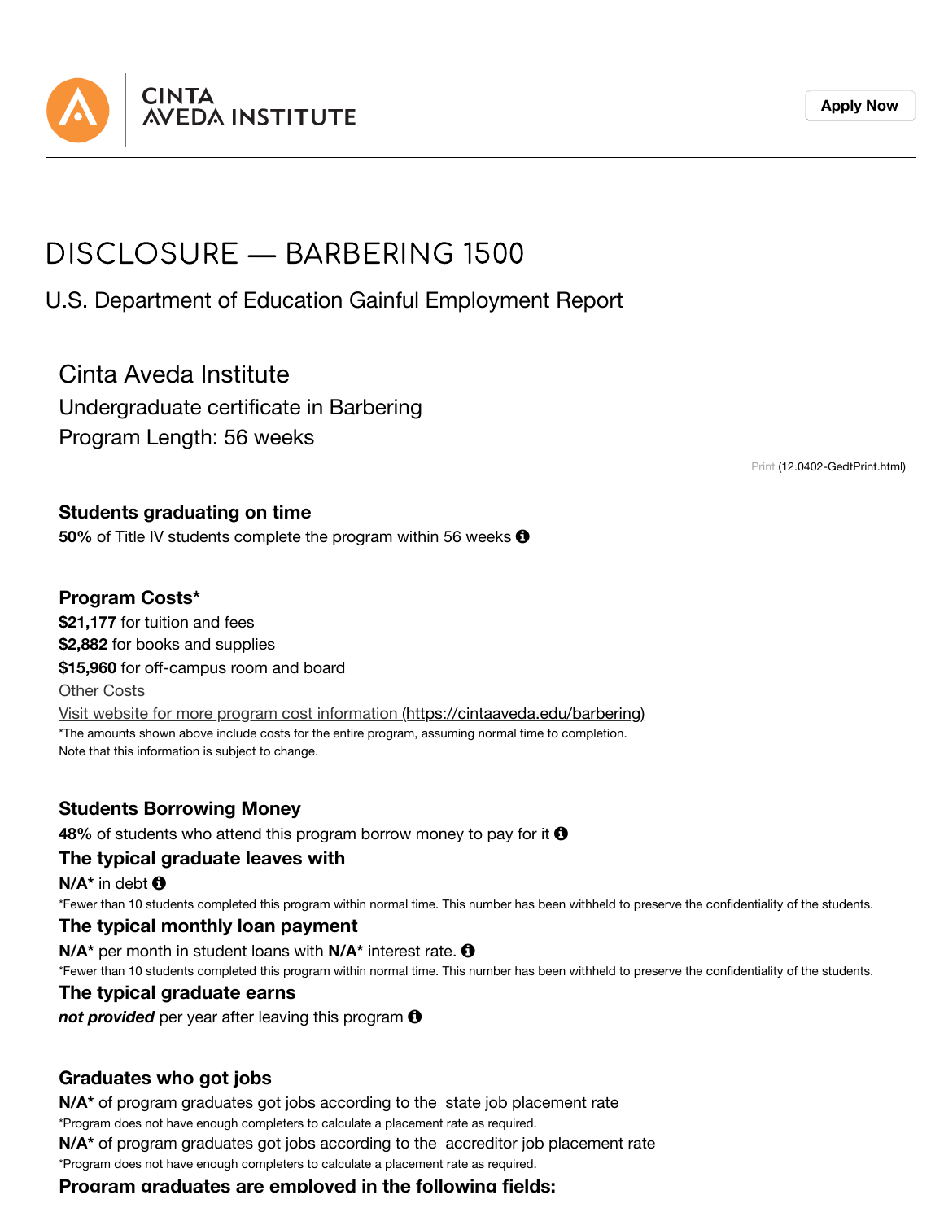CINTA AVEDA INSTITUTE

Apply Now

# DISCLOSURE — BARBERING 1500

U.S. Department of Education Gainful Employment Report

## Cinta Aveda Institute

Undergraduate certificate in Barbering

Program Length: 56 weeks

Print (12.0402-GedtPrint.html)

### Students graduating on time

**50%** of Title IV students complete the program within 56 weeks

### Program Costs*

**$21,177** for tuition and fees

**$2,882** for books and supplies

**$15,960** for off-campus room and board

Other Costs

Visit website for more program cost information (https://cintaaveda.edu/barbering)

*The amounts shown above include costs for the entire program, assuming normal time to completion. Note that this information is subject to change.

### Students Borrowing Money

**48%** of students who attend this program borrow money to pay for it

### The typical graduate leaves with

**N/A*** in debt

*Fewer than 10 students completed this program within normal time. This number has been withheld to preserve the confidentiality of the students.

### The typical monthly loan payment

**N/A*** per month in student loans with **N/A*** interest rate.

*Fewer than 10 students completed this program within normal time. This number has been withheld to preserve the confidentiality of the students.

### The typical graduate earns

***not provided*** per year after leaving this program

### Graduates who got jobs

**N/A*** of program graduates got jobs according to the state job placement rate

*Program does not have enough completers to calculate a placement rate as required.

**N/A*** of program graduates got jobs according to the accreditor job placement rate

*Program does not have enough completers to calculate a placement rate as required.

### Program graduates are employed in the following fields: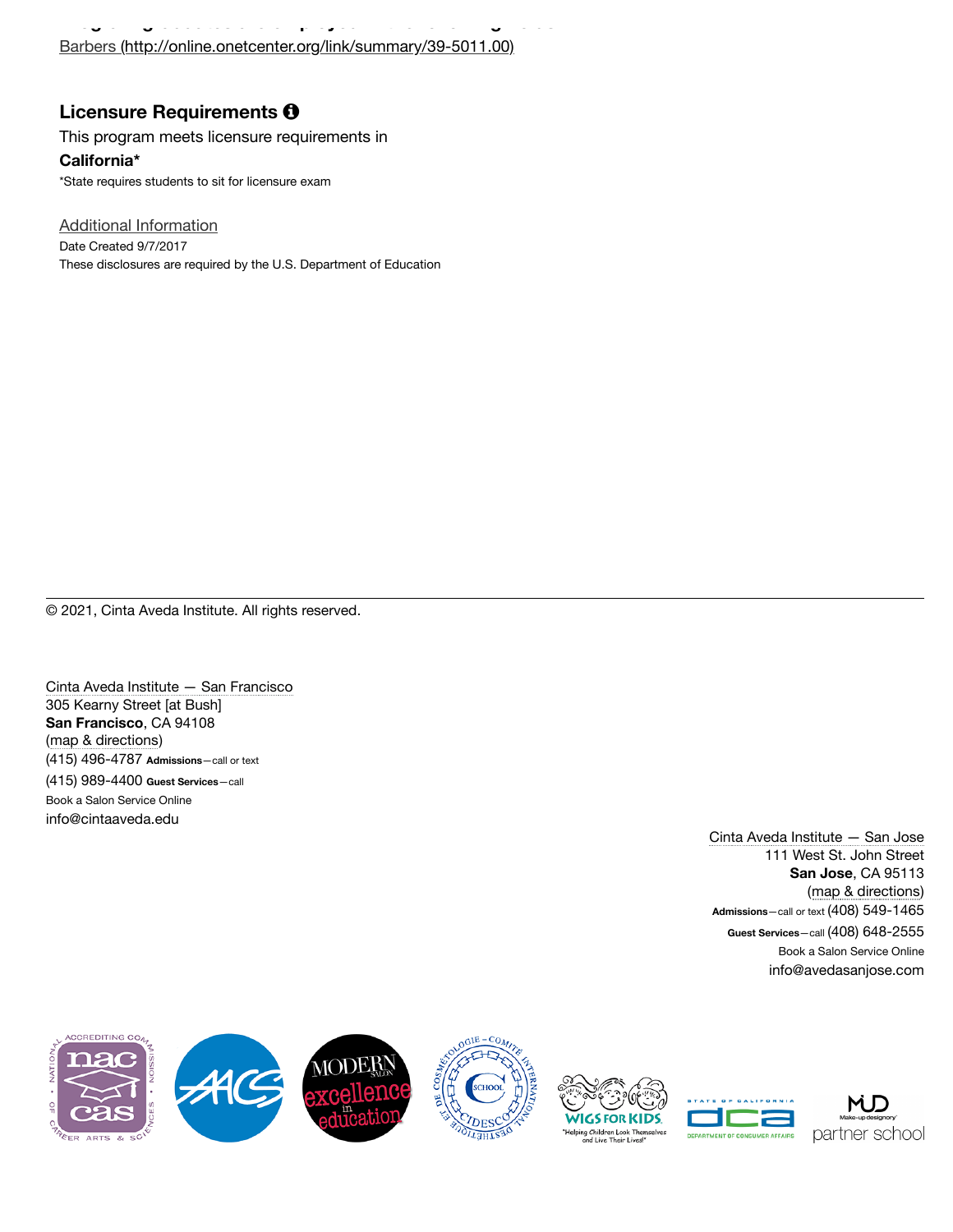[Barbers (http://online.onetcenter.org/link/summary/39-5011.00)](http://online.onetcenter.org/link/summary/39-5011.00)

### Licensure Requirements

This program meets licensure requirements in

**California***

*State requires students to sit for licensure exam

Additional Information

Date Created 9/7/2017

These disclosures are required by the U.S. Department of Education

© 2021, Cinta Aveda Institute. All rights reserved.

Cinta Aveda Institute — San Francisco
305 Kearny Street [at Bush]
**San Francisco**, CA 94108
(map & directions)
(415) 496-4787 **Admissions**—call or text
(415) 989-4400 **Guest Services**—call
Book a Salon Service Online
info@cintaaveda.edu

Cinta Aveda Institute — San Jose
111 West St. John Street
**San Jose**, CA 95113
(map & directions)
**Admissions**—call or text (408) 549-1465
**Guest Services**—call (408) 648-2555
Book a Salon Service Online
info@avedasanjose.com